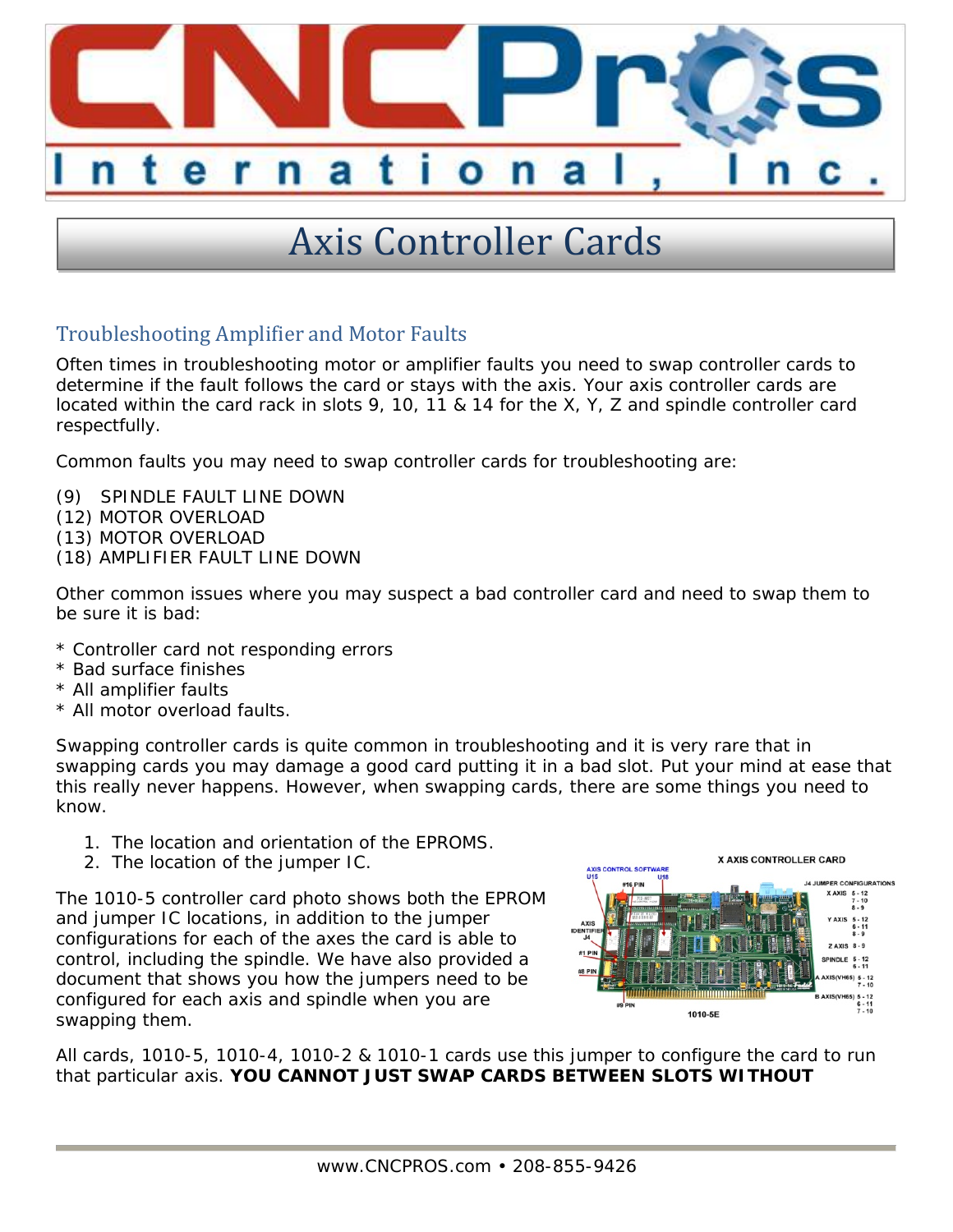# Axis Controller Cards

## Troubleshooting Amplifier and Motor Faults

Often times in troubleshooting motor or amplifier faults you need to swap controller cards to determine if the fault follows the card or stays with the axis. Your axis controller cards are located within the card rack in slots 9, 10, 11 & 14 for the X, Y, Z and spindle controller card respectfully.

Common faults you may need to swap controller cards for troubleshooting are:

(9) SPINDLE FAULT LINE DOWN
(12) MOTOR OVERLOAD
(13) MOTOR OVERLOAD
(18) AMPLIFIER FAULT LINE DOWN

Other common issues where you may suspect a bad controller card and need to swap them to be sure it is bad:

* Controller card not responding errors
* Bad surface finishes
* All amplifier faults
* All motor overload faults.

Swapping controller cards is quite common in troubleshooting and it is very rare that in swapping cards you may damage a good card putting it in a bad slot. Put your mind at ease that this really never happens. However, when swapping cards, there are some things you need to know.

1. The location and orientation of the EPROMS.
2. The location of the jumper IC.

The 1010-5 controller card photo shows both the EPROM and jumper IC locations, in addition to the jumper configurations for each of the axes the card is able to control, including the spindle. We have also provided a document that shows you how the jumpers need to be configured for each axis and spindle when you are swapping them.

X AXIS CONTROLLER CARD

AXIS CONTROL SOFTWARE U15 U16 — #16 PIN — AXIS IDENTIFIER J4 — #1 PIN — #8 PIN — #9 PIN — 1010-5E

J4 JUMPER CONFIGURATIONS

| Axis | Jumpers |
|---|---|
| X AXIS | 5 - 12, 7 - 10, 8 - 9 |
| Y AXIS | 5 - 12, 6 - 11, 8 - 9 |
| Z AXIS | 8 - 9 |
| SPINDLE | 5 - 12, 6 - 11 |
| A AXIS(VH65) | 5 - 12, 7 - 10 |
| B AXIS(VH65) | 5 - 12, 6 - 11, 7 - 10 |

All cards, 1010-5, 1010-4, 1010-2 & 1010-1 cards use this jumper to configure the card to run that particular axis. **YOU CANNOT JUST SWAP CARDS BETWEEN SLOTS WITHOUT**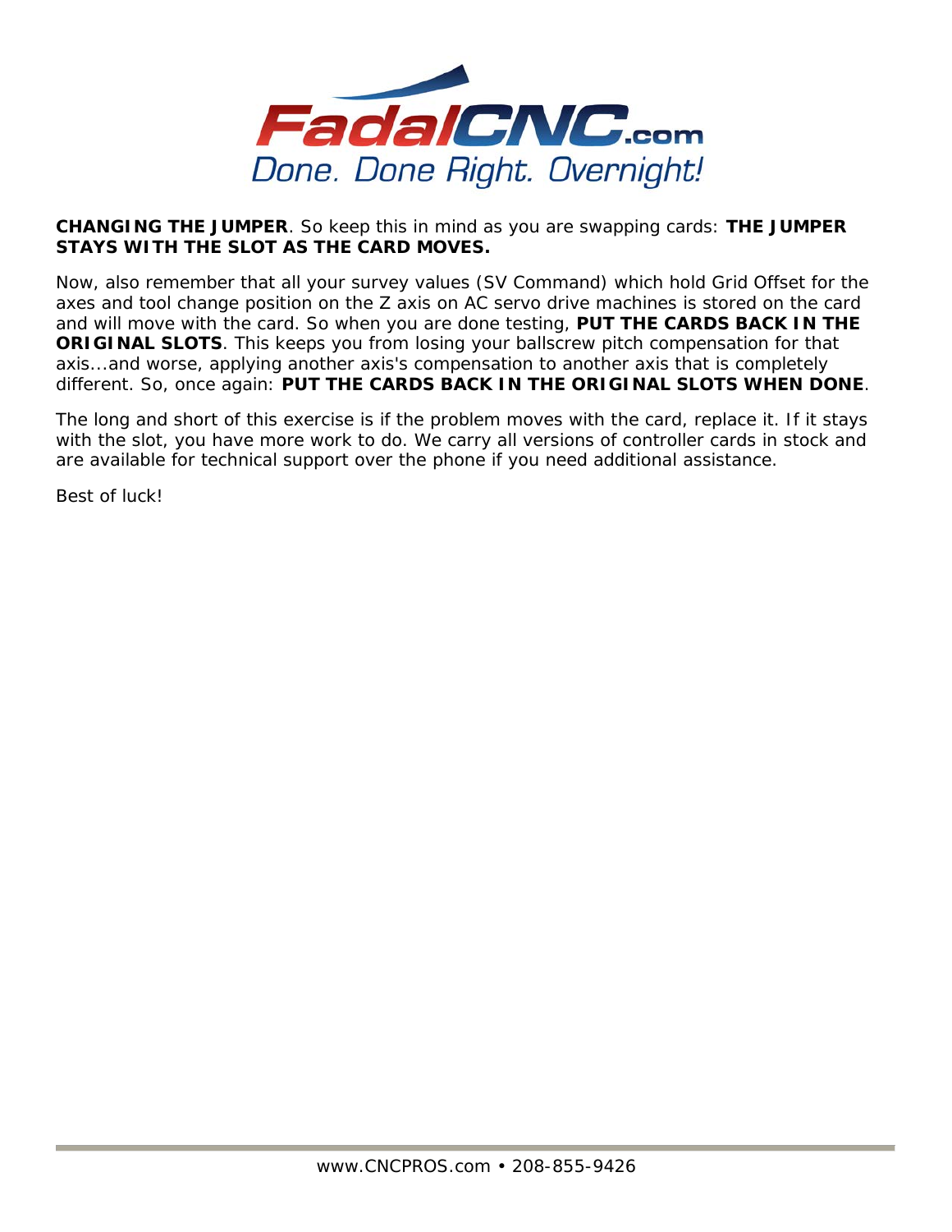**CHANGING THE JUMPER**. So keep this in mind as you are swapping cards: **THE JUMPER STAYS WITH THE SLOT AS THE CARD MOVES.**

Now, also remember that all your survey values (SV Command) which hold Grid Offset for the axes and tool change position on the Z axis on AC servo drive machines is stored on the card and will move with the card. So when you are done testing, **PUT THE CARDS BACK IN THE ORIGINAL SLOTS**. This keeps you from losing your ballscrew pitch compensation for that axis...and worse, applying another axis's compensation to another axis that is completely different. So, once again: **PUT THE CARDS BACK IN THE ORIGINAL SLOTS WHEN DONE**.

The long and short of this exercise is if the problem moves with the card, replace it. If it stays with the slot, you have more work to do. We carry all versions of controller cards in stock and are available for technical support over the phone if you need additional assistance.

Best of luck!